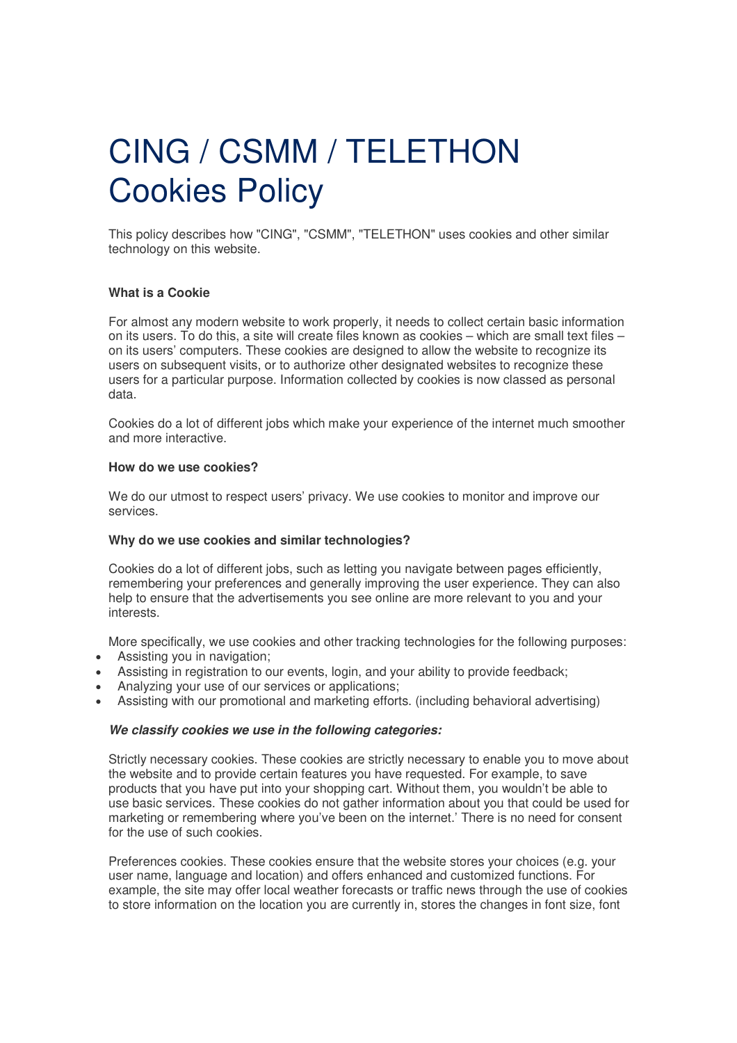# CING / CSMM / TELETHON Cookies Policy

This policy describes how "CING", "CSMM", "TELETHON" uses cookies and other similar technology on this website.

**What is a Cookie**

For almost any modern website to work properly, it needs to collect certain basic information on its users. To do this, a site will create files known as cookies – which are small text files – on its users' computers. These cookies are designed to allow the website to recognize its users on subsequent visits, or to authorize other designated websites to recognize these users for a particular purpose. Information collected by cookies is now classed as personal data.

Cookies do a lot of different jobs which make your experience of the internet much smoother and more interactive.

**How do we use cookies?**

We do our utmost to respect users' privacy. We use cookies to monitor and improve our services.

**Why do we use cookies and similar technologies?**

Cookies do a lot of different jobs, such as letting you navigate between pages efficiently, remembering your preferences and generally improving the user experience. They can also help to ensure that the advertisements you see online are more relevant to you and your interests.

More specifically, we use cookies and other tracking technologies for the following purposes:

- Assisting you in navigation;
- Assisting in registration to our events, login, and your ability to provide feedback;
- Analyzing your use of our services or applications;
- Assisting with our promotional and marketing efforts. (including behavioral advertising)

***We classify cookies we use in the following categories:***

Strictly necessary cookies. These cookies are strictly necessary to enable you to move about the website and to provide certain features you have requested. For example, to save products that you have put into your shopping cart. Without them, you wouldn't be able to use basic services. These cookies do not gather information about you that could be used for marketing or remembering where you've been on the internet.' There is no need for consent for the use of such cookies.

Preferences cookies. These cookies ensure that the website stores your choices (e.g. your user name, language and location) and offers enhanced and customized functions. For example, the site may offer local weather forecasts or traffic news through the use of cookies to store information on the location you are currently in, stores the changes in font size, font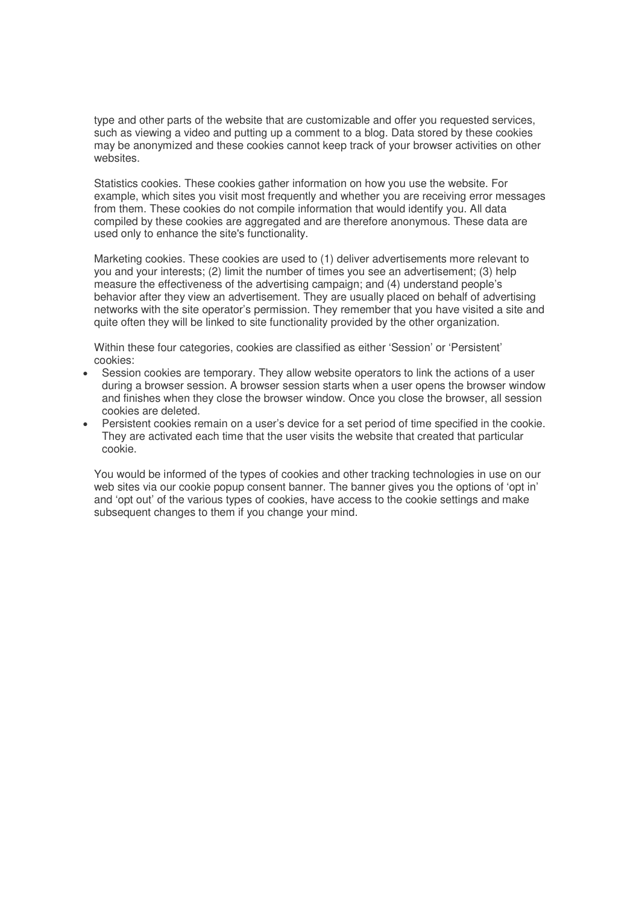type and other parts of the website that are customizable and offer you requested services, such as viewing a video and putting up a comment to a blog. Data stored by these cookies may be anonymized and these cookies cannot keep track of your browser activities on other websites.

Statistics cookies. These cookies gather information on how you use the website. For example, which sites you visit most frequently and whether you are receiving error messages from them. These cookies do not compile information that would identify you. All data compiled by these cookies are aggregated and are therefore anonymous. These data are used only to enhance the site's functionality.

Marketing cookies. These cookies are used to (1) deliver advertisements more relevant to you and your interests; (2) limit the number of times you see an advertisement; (3) help measure the effectiveness of the advertising campaign; and (4) understand people's behavior after they view an advertisement. They are usually placed on behalf of advertising networks with the site operator's permission. They remember that you have visited a site and quite often they will be linked to site functionality provided by the other organization.

Within these four categories, cookies are classified as either 'Session' or 'Persistent' cookies:

- Session cookies are temporary. They allow website operators to link the actions of a user during a browser session. A browser session starts when a user opens the browser window and finishes when they close the browser window. Once you close the browser, all session cookies are deleted.
- Persistent cookies remain on a user's device for a set period of time specified in the cookie. They are activated each time that the user visits the website that created that particular cookie.

You would be informed of the types of cookies and other tracking technologies in use on our web sites via our cookie popup consent banner. The banner gives you the options of 'opt in' and 'opt out' of the various types of cookies, have access to the cookie settings and make subsequent changes to them if you change your mind.